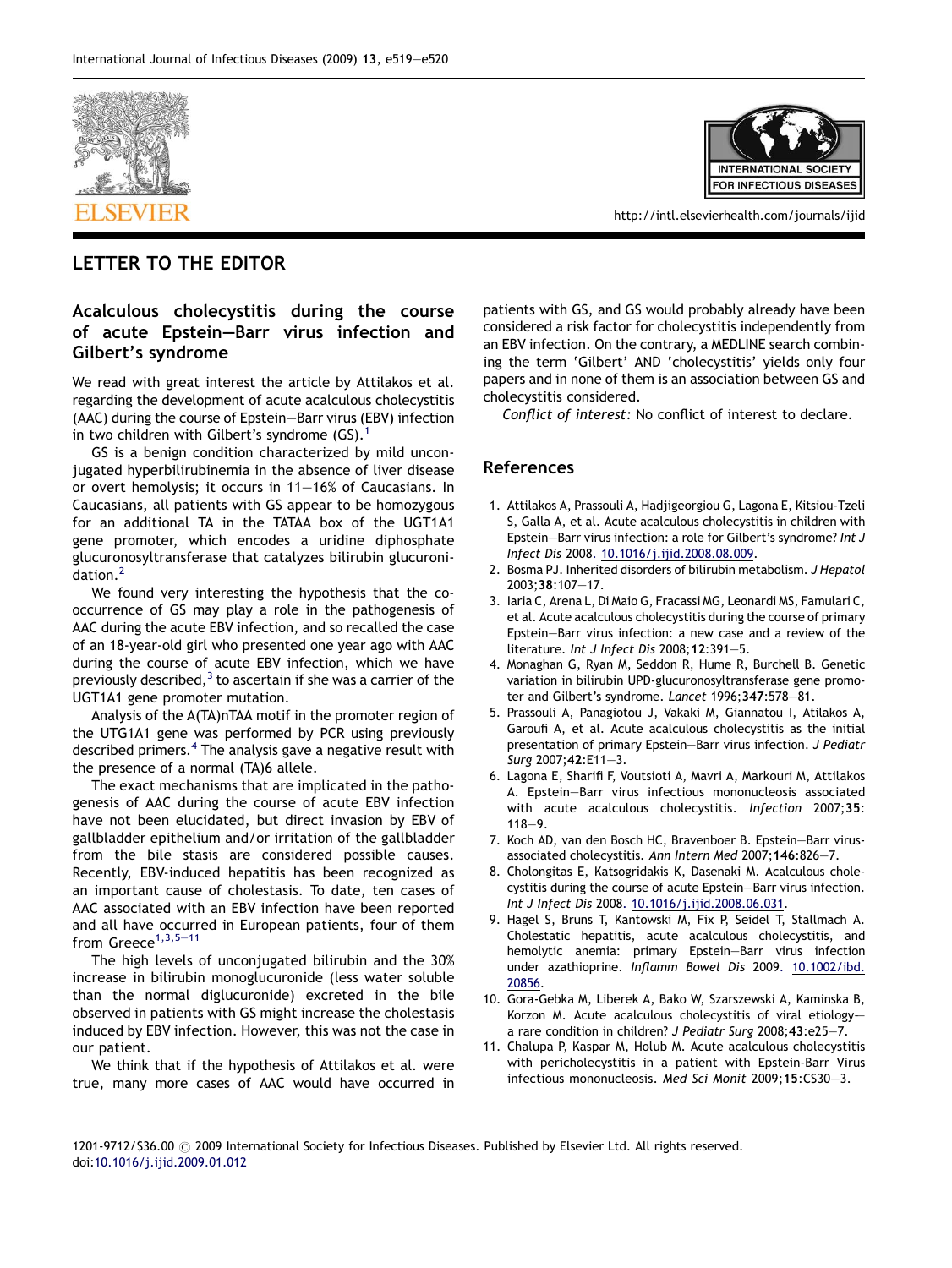## LETTER TO THE EDITOR

# Acalculous cholecystitis during the course of acute Epstein—Barr virus infection and Gilbert's syndrome

We read with great interest the article by Attilakos et al. regarding the development of acute acalculous cholecystitis (AAC) during the course of Epstein—Barr virus (EBV) infection in two children with Gilbert's syndrome (GS).[1]

GS is a benign condition characterized by mild unconjugated hyperbilirubinemia in the absence of liver disease or overt hemolysis; it occurs in 11—16% of Caucasians. In Caucasians, all patients with GS appear to be homozygous for an additional TA in the TATAA box of the UGT1A1 gene promoter, which encodes a uridine diphosphate glucuronosyltransferase that catalyzes bilirubin glucuronidation.[2]

We found very interesting the hypothesis that the co-occurrence of GS may play a role in the pathogenesis of AAC during the acute EBV infection, and so recalled the case of an 18-year-old girl who presented one year ago with AAC during the course of acute EBV infection, which we have previously described,[3] to ascertain if she was a carrier of the UGT1A1 gene promoter mutation.

Analysis of the A(TA)nTAA motif in the promoter region of the UTG1A1 gene was performed by PCR using previously described primers.[4] The analysis gave a negative result with the presence of a normal (TA)6 allele.

The exact mechanisms that are implicated in the pathogenesis of AAC during the course of acute EBV infection have not been elucidated, but direct invasion by EBV of gallbladder epithelium and/or irritation of the gallbladder from the bile stasis are considered possible causes. Recently, EBV-induced hepatitis has been recognized as an important cause of cholestasis. To date, ten cases of AAC associated with an EBV infection have been reported and all have occurred in European patients, four of them from Greece[1,3,5–11]

The high levels of unconjugated bilirubin and the 30% increase in bilirubin monoglucuronide (less water soluble than the normal diglucuronide) excreted in the bile observed in patients with GS might increase the cholestasis induced by EBV infection. However, this was not the case in our patient.

We think that if the hypothesis of Attilakos et al. were true, many more cases of AAC would have occurred in patients with GS, and GS would probably already have been considered a risk factor for cholecystitis independently from an EBV infection. On the contrary, a MEDLINE search combining the term 'Gilbert' AND 'cholecystitis' yields only four papers and in none of them is an association between GS and cholecystitis considered.

*Conflict of interest:* No conflict of interest to declare.

## References

1. Attilakos A, Prassouli A, Hadjigeorgiou G, Lagona E, Kitsiou-Tzeli S, Galla A, et al. Acute acalculous cholecystitis in children with Epstein—Barr virus infection: a role for Gilbert's syndrome? *Int J Infect Dis* 2008. 10.1016/j.ijid.2008.08.009.
2. Bosma PJ. Inherited disorders of bilirubin metabolism. *J Hepatol* 2003;**38**:107—17.
3. Iaria C, Arena L, Di Maio G, Fracassi MG, Leonardi MS, Famulari C, et al. Acute acalculous cholecystitis during the course of primary Epstein—Barr virus infection: a new case and a review of the literature. *Int J Infect Dis* 2008;**12**:391—5.
4. Monaghan G, Ryan M, Seddon R, Hume R, Burchell B. Genetic variation in bilirubin UPD-glucuronosyltransferase gene promoter and Gilbert's syndrome. *Lancet* 1996;**347**:578—81.
5. Prassouli A, Panagiotou J, Vakaki M, Giannatou I, Atilakos A, Garoufi A, et al. Acute acalculous cholecystitis as the initial presentation of primary Epstein—Barr virus infection. *J Pediatr Surg* 2007;**42**:E11—3.
6. Lagona E, Sharifi F, Voutsioti A, Mavri A, Markouri M, Attilakos A. Epstein—Barr virus infectious mononucleosis associated with acute acalculous cholecystitis. *Infection* 2007;**35**: 118—9.
7. Koch AD, van den Bosch HC, Bravenboer B. Epstein—Barr virus-associated cholecystitis. *Ann Intern Med* 2007;**146**:826—7.
8. Cholongitas E, Katsogridakis K, Dasenaki M. Acalculous cholecystitis during the course of acute Epstein—Barr virus infection. *Int J Infect Dis* 2008. 10.1016/j.ijid.2008.06.031.
9. Hagel S, Bruns T, Kantowski M, Fix P, Seidel T, Stallmach A. Cholestatic hepatitis, acute acalculous cholecystitis, and hemolytic anemia: primary Epstein—Barr virus infection under azathioprine. *Inflamm Bowel Dis* 2009. 10.1002/ibd.20856.
10. Gora-Gebka M, Liberek A, Bako W, Szarszewski A, Kaminska B, Korzon M. Acute acalculous cholecystitis of viral etiology—a rare condition in children? *J Pediatr Surg* 2008;**43**:e25—7.
11. Chalupa P, Kaspar M, Holub M. Acute acalculous cholecystitis with pericholecystitis in a patient with Epstein-Barr Virus infectious mononucleosis. *Med Sci Monit* 2009;**15**:CS30—3.

1201-9712/$36.00 © 2009 International Society for Infectious Diseases. Published by Elsevier Ltd. All rights reserved.
doi:10.1016/j.ijid.2009.01.012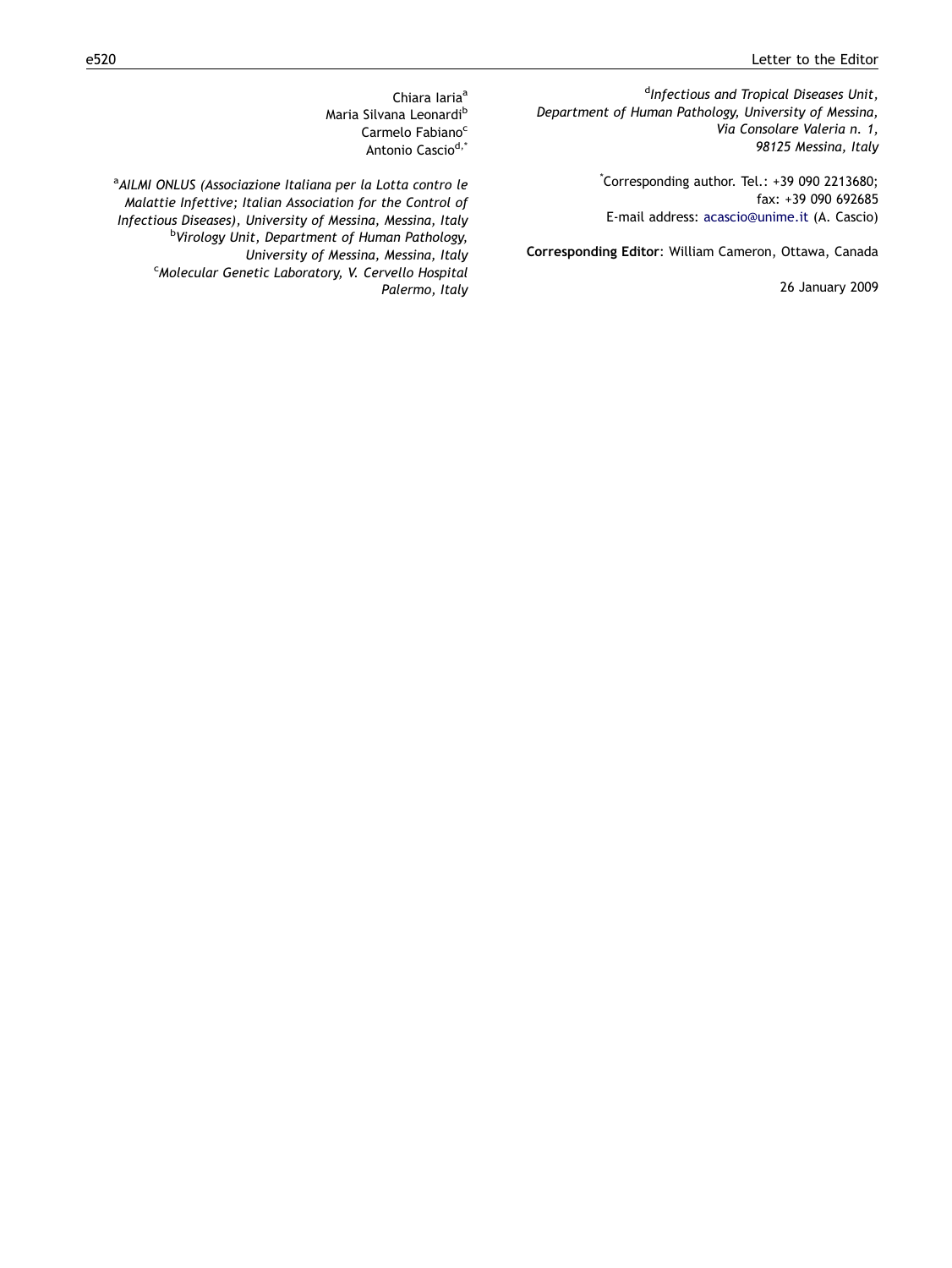Chiara Iaria[a]
Maria Silvana Leonardi[b]
Carmelo Fabiano[c]
Antonio Cascio[d,*]

[a] *AILMI ONLUS (Associazione Italiana per la Lotta contro le Malattie Infettive; Italian Association for the Control of Infectious Diseases), University of Messina, Messina, Italy*
[b] *Virology Unit, Department of Human Pathology, University of Messina, Messina, Italy*
[c] *Molecular Genetic Laboratory, V. Cervello Hospital Palermo, Italy*
[d] *Infectious and Tropical Diseases Unit, Department of Human Pathology, University of Messina, Via Consolare Valeria n. 1, 98125 Messina, Italy*

[*] Corresponding author. Tel.: +39 090 2213680; fax: +39 090 692685
E-mail address: acascio@unime.it (A. Cascio)

**Corresponding Editor**: William Cameron, Ottawa, Canada

26 January 2009